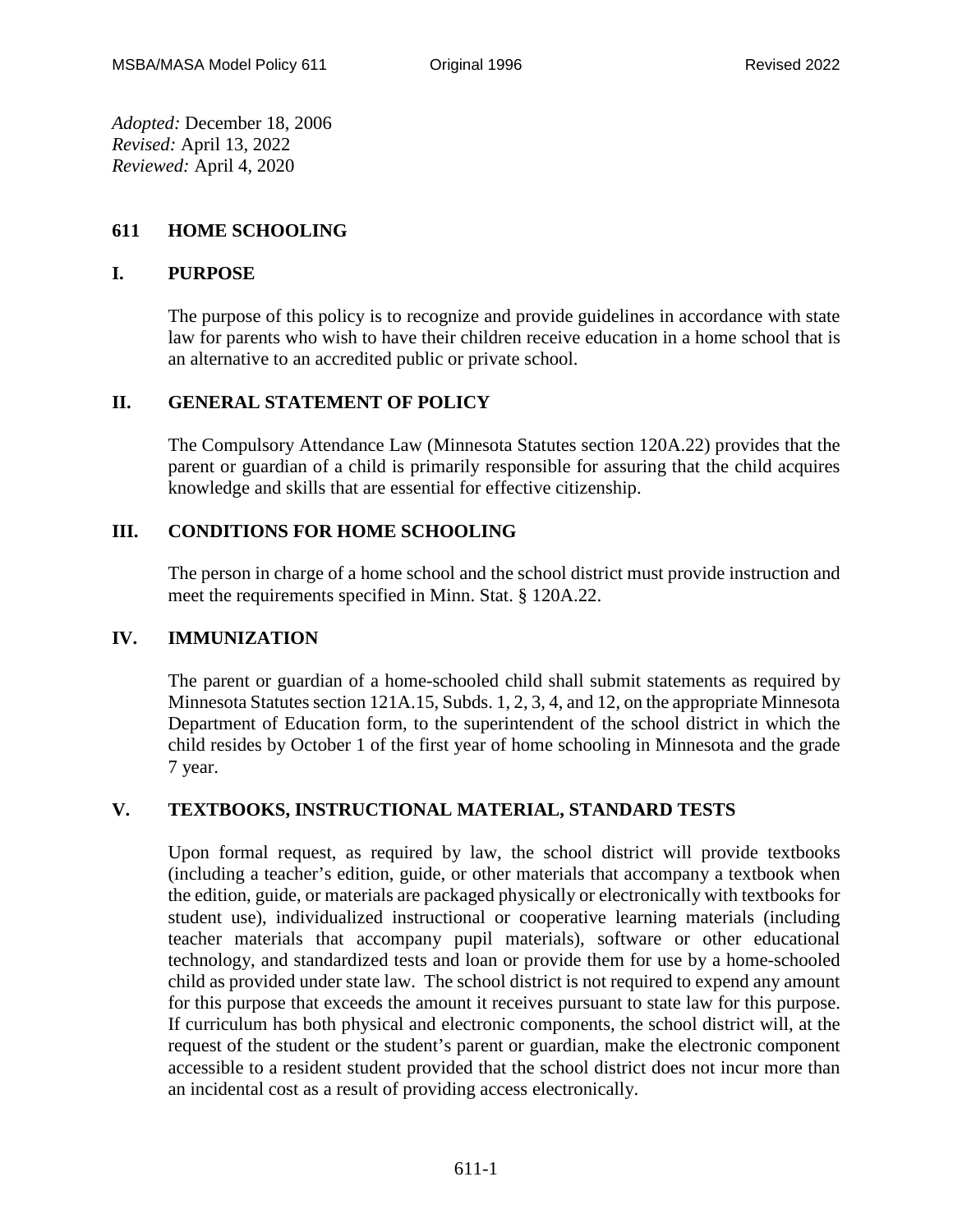*Adopted:* December 18, 2006
*Revised:* April 13, 2022
*Reviewed:* April 4, 2020

# 611 HOME SCHOOLING

## I. PURPOSE

The purpose of this policy is to recognize and provide guidelines in accordance with state law for parents who wish to have their children receive education in a home school that is an alternative to an accredited public or private school.

## II. GENERAL STATEMENT OF POLICY

The Compulsory Attendance Law (Minnesota Statutes section 120A.22) provides that the parent or guardian of a child is primarily responsible for assuring that the child acquires knowledge and skills that are essential for effective citizenship.

## III. CONDITIONS FOR HOME SCHOOLING

The person in charge of a home school and the school district must provide instruction and meet the requirements specified in Minn. Stat. § 120A.22.

## IV. IMMUNIZATION

The parent or guardian of a home-schooled child shall submit statements as required by Minnesota Statutes section 121A.15, Subds. 1, 2, 3, 4, and 12, on the appropriate Minnesota Department of Education form, to the superintendent of the school district in which the child resides by October 1 of the first year of home schooling in Minnesota and the grade 7 year.

## V. TEXTBOOKS, INSTRUCTIONAL MATERIAL, STANDARD TESTS

Upon formal request, as required by law, the school district will provide textbooks (including a teacher's edition, guide, or other materials that accompany a textbook when the edition, guide, or materials are packaged physically or electronically with textbooks for student use), individualized instructional or cooperative learning materials (including teacher materials that accompany pupil materials), software or other educational technology, and standardized tests and loan or provide them for use by a home-schooled child as provided under state law. The school district is not required to expend any amount for this purpose that exceeds the amount it receives pursuant to state law for this purpose. If curriculum has both physical and electronic components, the school district will, at the request of the student or the student's parent or guardian, make the electronic component accessible to a resident student provided that the school district does not incur more than an incidental cost as a result of providing access electronically.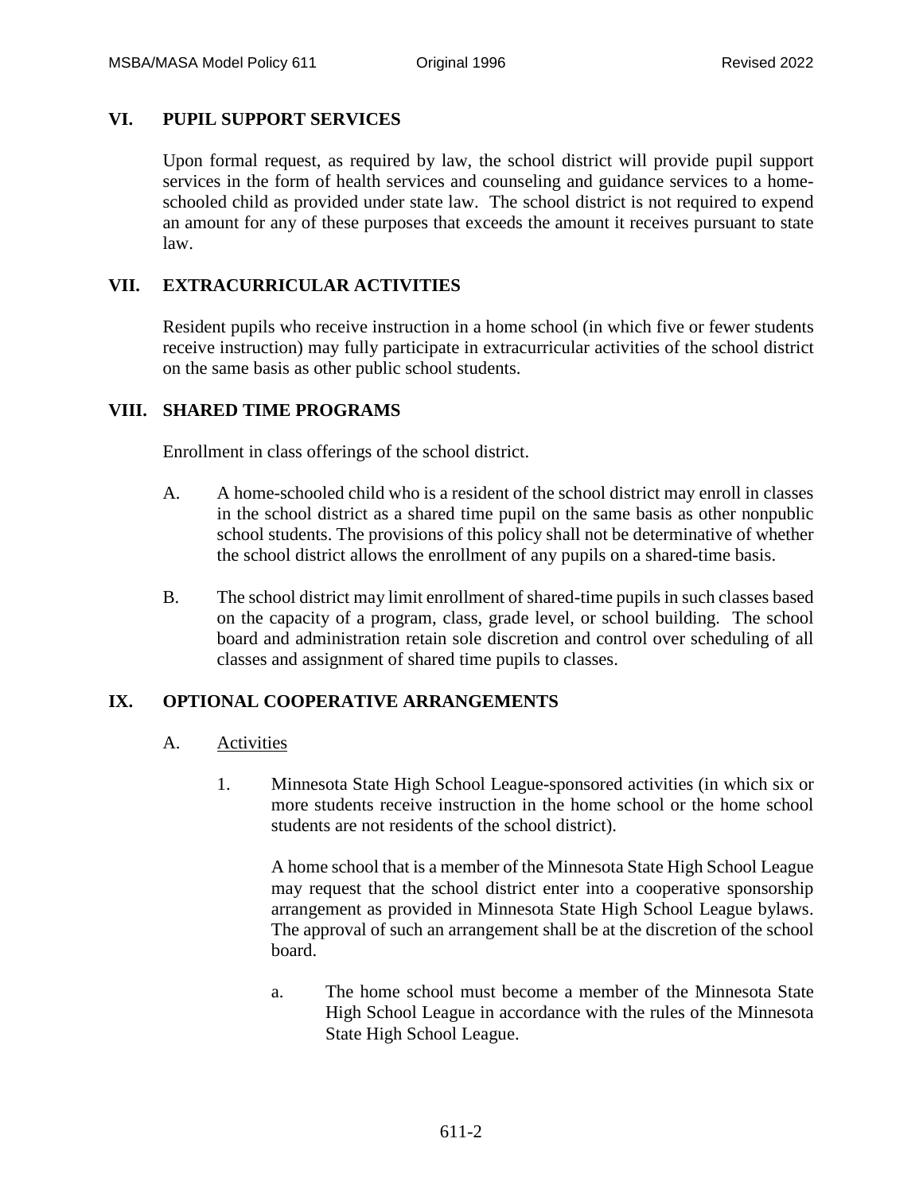## VI. PUPIL SUPPORT SERVICES

Upon formal request, as required by law, the school district will provide pupil support services in the form of health services and counseling and guidance services to a home-schooled child as provided under state law. The school district is not required to expend an amount for any of these purposes that exceeds the amount it receives pursuant to state law.

## VII. EXTRACURRICULAR ACTIVITIES

Resident pupils who receive instruction in a home school (in which five or fewer students receive instruction) may fully participate in extracurricular activities of the school district on the same basis as other public school students.

## VIII. SHARED TIME PROGRAMS

Enrollment in class offerings of the school district.

A. A home-schooled child who is a resident of the school district may enroll in classes in the school district as a shared time pupil on the same basis as other nonpublic school students. The provisions of this policy shall not be determinative of whether the school district allows the enrollment of any pupils on a shared-time basis.

B. The school district may limit enrollment of shared-time pupils in such classes based on the capacity of a program, class, grade level, or school building. The school board and administration retain sole discretion and control over scheduling of all classes and assignment of shared time pupils to classes.

## IX. OPTIONAL COOPERATIVE ARRANGEMENTS

A. Activities

1. Minnesota State High School League-sponsored activities (in which six or more students receive instruction in the home school or the home school students are not residents of the school district).

   A home school that is a member of the Minnesota State High School League may request that the school district enter into a cooperative sponsorship arrangement as provided in Minnesota State High School League bylaws. The approval of such an arrangement shall be at the discretion of the school board.

   a. The home school must become a member of the Minnesota State High School League in accordance with the rules of the Minnesota State High School League.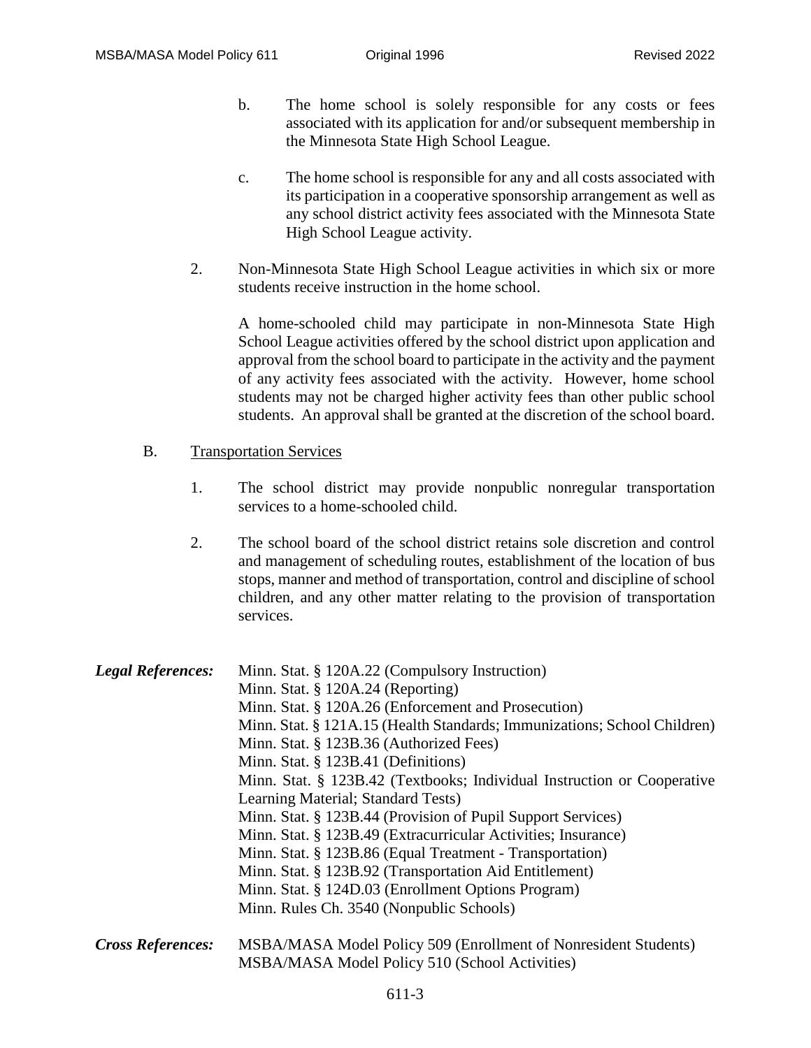b. The home school is solely responsible for any costs or fees associated with its application for and/or subsequent membership in the Minnesota State High School League.

c. The home school is responsible for any and all costs associated with its participation in a cooperative sponsorship arrangement as well as any school district activity fees associated with the Minnesota State High School League activity.

2. Non-Minnesota State High School League activities in which six or more students receive instruction in the home school.

   A home-schooled child may participate in non-Minnesota State High School League activities offered by the school district upon application and approval from the school board to participate in the activity and the payment of any activity fees associated with the activity. However, home school students may not be charged higher activity fees than other public school students. An approval shall be granted at the discretion of the school board.

B. Transportation Services

1. The school district may provide nonpublic nonregular transportation services to a home-schooled child.

2. The school board of the school district retains sole discretion and control and management of scheduling routes, establishment of the location of bus stops, manner and method of transportation, control and discipline of school children, and any other matter relating to the provision of transportation services.

***Legal References:***
Minn. Stat. § 120A.22 (Compulsory Instruction)
Minn. Stat. § 120A.24 (Reporting)
Minn. Stat. § 120A.26 (Enforcement and Prosecution)
Minn. Stat. § 121A.15 (Health Standards; Immunizations; School Children)
Minn. Stat. § 123B.36 (Authorized Fees)
Minn. Stat. § 123B.41 (Definitions)
Minn. Stat. § 123B.42 (Textbooks; Individual Instruction or Cooperative Learning Material; Standard Tests)
Minn. Stat. § 123B.44 (Provision of Pupil Support Services)
Minn. Stat. § 123B.49 (Extracurricular Activities; Insurance)
Minn. Stat. § 123B.86 (Equal Treatment - Transportation)
Minn. Stat. § 123B.92 (Transportation Aid Entitlement)
Minn. Stat. § 124D.03 (Enrollment Options Program)
Minn. Rules Ch. 3540 (Nonpublic Schools)

***Cross References:***
MSBA/MASA Model Policy 509 (Enrollment of Nonresident Students)
MSBA/MASA Model Policy 510 (School Activities)